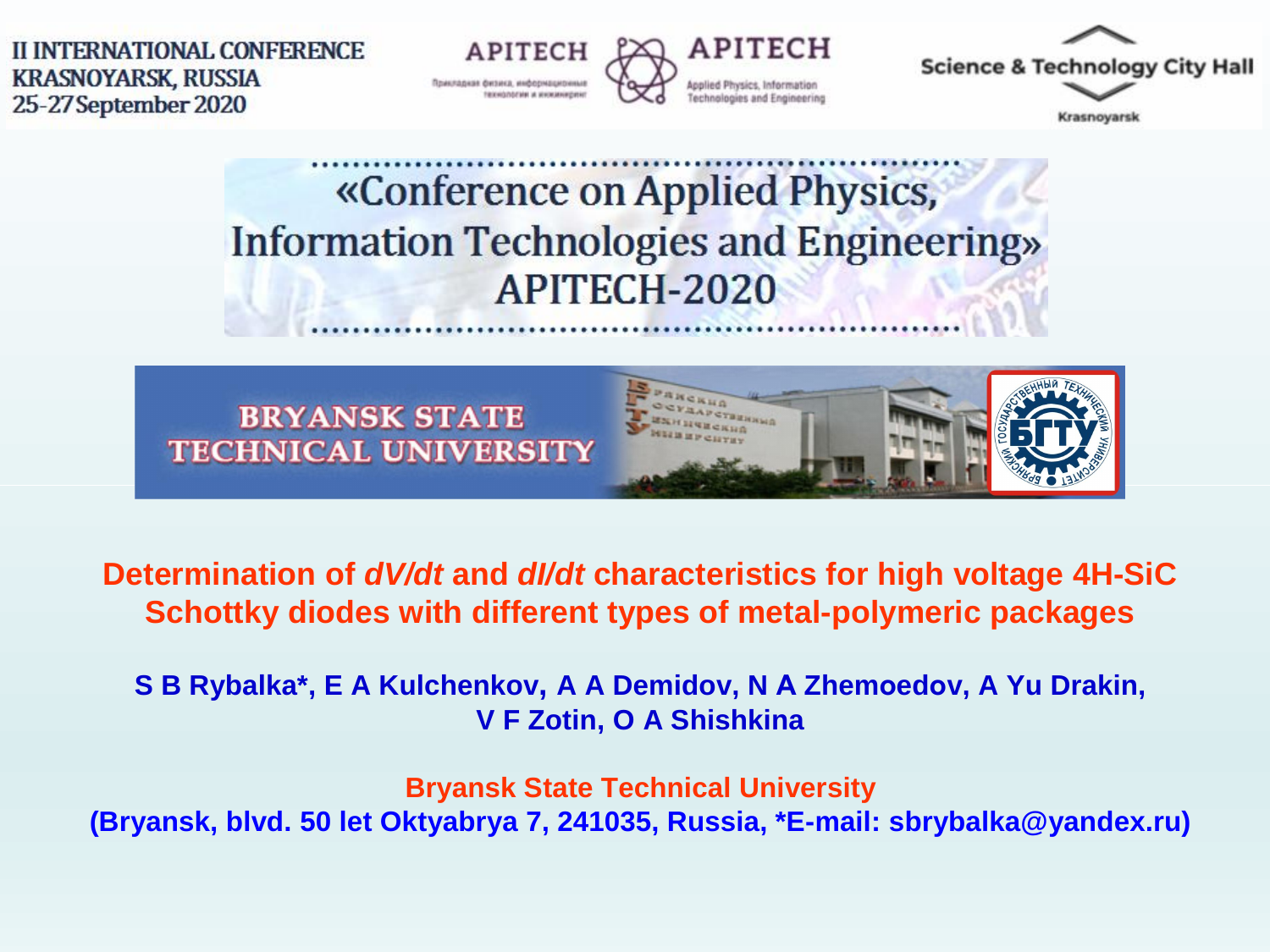II INTERNATIONAL CONFERENCE
KRASNOYARSK, RUSSIA
25-27 September 2020

APITECH — Прикладная физика, информационные технологии и инжиниринг

APITECH — Applied Physics, Information Technologies and Engineering

Science & Technology City Hall
Krasnoyarsk

# «Conference on Applied Physics, Information Technologies and Engineering» APITECH-2020

BRYANSK STATE TECHNICAL UNIVERSITY

## Determination of *dV/dt* and *dI/dt* characteristics for high voltage 4H-SiC Schottky diodes with different types of metal-polymeric packages

**S B Rybalka\*, E A Kulchenkov, A A Demidov, N A Zhemoedov, A Yu Drakin, V F Zotin, O A Shishkina**

**Bryansk State Technical University**

**(Bryansk, blvd. 50 let Oktyabrya 7, 241035, Russia, \*E-mail: sbrybalka@yandex.ru)**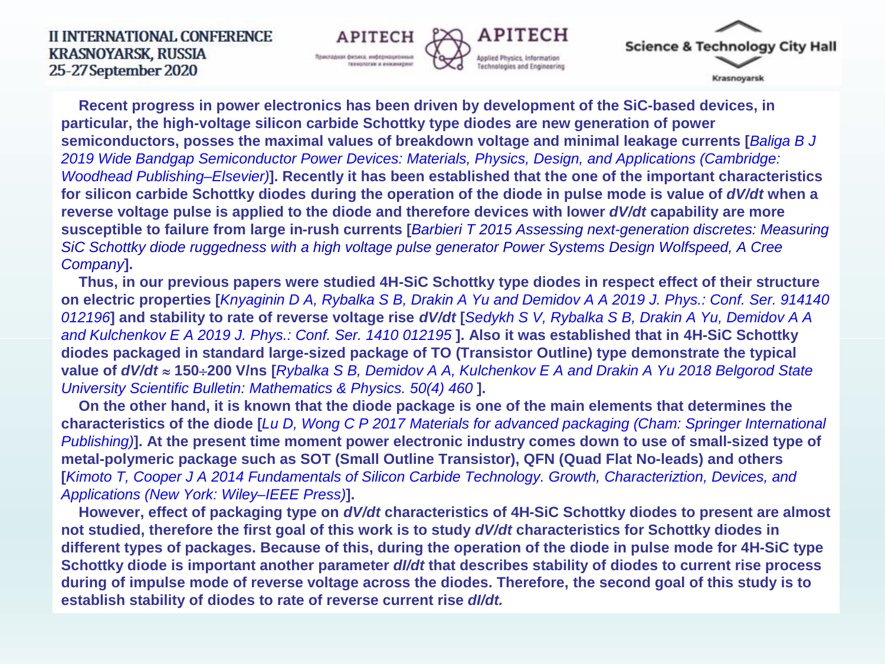**Recent progress in power electronics has been driven by development of the SiC-based devices, in particular, the high-voltage silicon carbide Schottky type diodes are new generation of power semiconductors, posses the maximal values of breakdown voltage and minimal leakage currents [***Baliga B J 2019 Wide Bandgap Semiconductor Power Devices: Materials, Physics, Design, and Applications (Cambridge: Woodhead Publishing–Elsevier)***]. Recently it has been established that the one of the important characteristics for silicon carbide Schottky diodes during the operation of the diode in pulse mode is value of *dV/dt* when a reverse voltage pulse is applied to the diode and therefore devices with lower *dV/dt* capability are more susceptible to failure from large in-rush currents [***Barbieri T 2015 Assessing next-generation discretes: Measuring SiC Schottky diode ruggedness with a high voltage pulse generator Power Systems Design Wolfspeed, A Cree Company***].**

**Thus, in our previous papers were studied 4H-SiC Schottky type diodes in respect effect of their structure on electric properties [***Knyaginin D A, Rybalka S B, Drakin A Yu and Demidov A A 2019 J. Phys.: Conf. Ser. 914140 012196***] and stability to rate of reverse voltage rise *dV/dt* [***Sedykh S V, Rybalka S B, Drakin A Yu, Demidov A A and Kulchenkov E A 2019 J. Phys.: Conf. Ser. 1410 012195*** ]. Also it was established that in 4H-SiC Schottky diodes packaged in standard large-sized package of TO (Transistor Outline) type demonstrate the typical value of *dV/dt* $\approx$ 150$\div$200 V/ns [***Rybalka S B, Demidov A A, Kulchenkov E A and Drakin A Yu 2018 Belgorod State University Scientific Bulletin: Mathematics & Physics. 50(4) 460*** ].**

**On the other hand, it is known that the diode package is one of the main elements that determines the characteristics of the diode [***Lu D, Wong C P 2017 Materials for advanced packaging (Cham: Springer International Publishing)***]. At the present time moment power electronic industry comes down to use of small-sized type of metal-polymeric package such as SOT (Small Outline Transistor), QFN (Quad Flat No-leads) and others [***Kimoto T, Cooper J A 2014 Fundamentals of Silicon Carbide Technology. Growth, Characteriztion, Devices, and Applications (New York: Wiley–IEEE Press)***].**

**However, effect of packaging type on *dV/dt* characteristics of 4H-SiC Schottky diodes to present are almost not studied, therefore the first goal of this work is to study *dV/dt* characteristics for Schottky diodes in different types of packages. Because of this, during the operation of the diode in pulse mode for 4H-SiC type Schottky diode is important another parameter *dI/dt* that describes stability of diodes to current rise process during of impulse mode of reverse voltage across the diodes. Therefore, the second goal of this study is to establish stability of diodes to rate of reverse current rise *dI/dt.***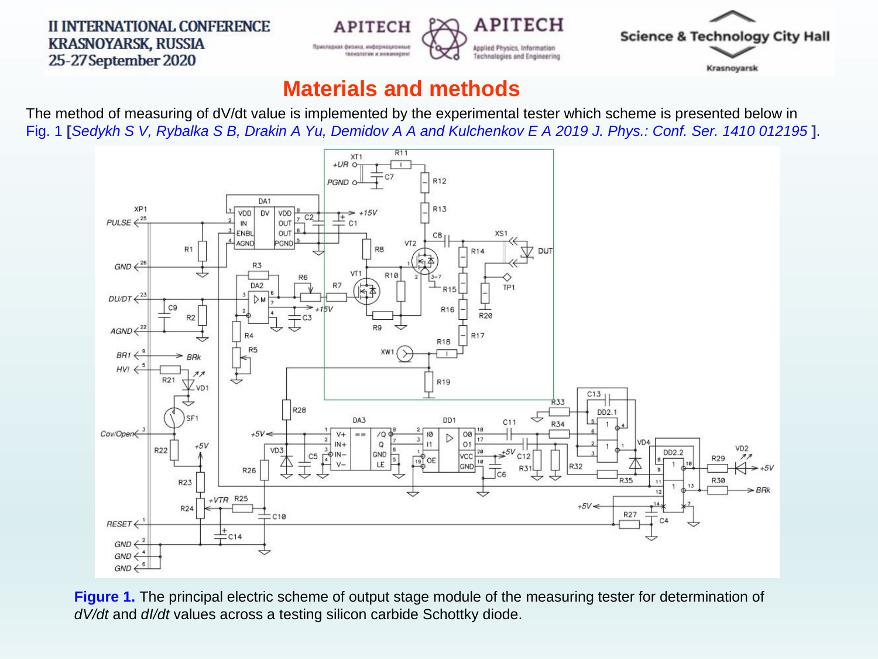## Materials and methods

The method of measuring of dV/dt value is implemented by the experimental tester which scheme is presented below in Fig. 1 [*Sedykh S V, Rybalka S B, Drakin A Yu, Demidov A A and Kulchenkov E A 2019 J. Phys.: Conf. Ser. 1410 012195* ].

**Figure 1.** The principal electric scheme of output stage module of the measuring tester for determination of *dV/dt* and *dI/dt* values across a testing silicon carbide Schottky diode.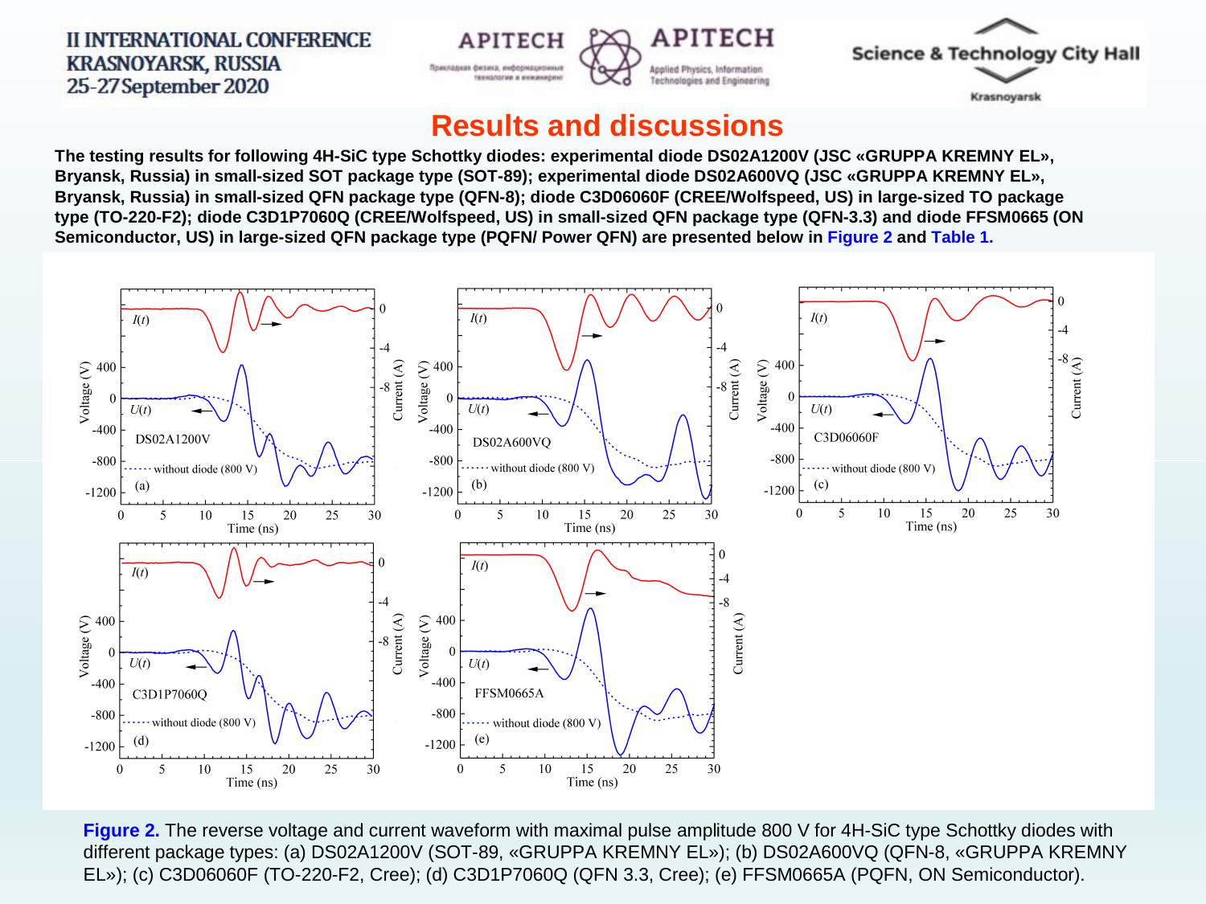# Results and discussions

**The testing results for following 4H-SiC type Schottky diodes: experimental diode DS02A1200V (JSC «GRUPPA KREMNY EL», Bryansk, Russia) in small-sized SOT package type (SOT-89); experimental diode DS02A600VQ (JSC «GRUPPA KREMNY EL», Bryansk, Russia) in small-sized QFN package type (QFN-8); diode C3D06060F (CREE/Wolfspeed, US) in large-sized TO package type (TO-220-F2); diode C3D1P7060Q (CREE/Wolfspeed, US) in small-sized QFN package type (QFN-3.3) and diode FFSM0665 (ON Semiconductor, US) in large-sized QFN package type (PQFN/ Power QFN) are presented below in Figure 2 and Table 1.**

(a)
I(t)
U(t)
DS02A1200V
without diode (800 V)
Voltage (V): 400, 0, -400, -800, -1200
Current (A): 0, -4, -8
Time (ns): 0, 5, 10, 15, 20, 25, 30

(b)
I(t)
U(t)
DS02A600VQ
without diode (800 V)
Voltage (V): 400, 0, -400, -800, -1200
Current (A): 0, -4, -8
Time (ns): 0, 5, 10, 15, 20, 25, 30

(c)
I(t)
U(t)
C3D06060F
without diode (800 V)
Voltage (V): 400, 0, -400, -800, -1200
Current (A): 0, -4, -8
Time (ns): 0, 5, 10, 15, 20, 25, 30

(d)
I(t)
U(t)
C3D1P7060Q
without diode (800 V)
Voltage (V): 400, 0, -400, -800, -1200
Current (A): 0, -4, -8
Time (ns): 0, 5, 10, 15, 20, 25, 30

(e)
I(t)
U(t)
FFSM0665A
without diode (800 V)
Voltage (V): 400, 0, -400, -800, -1200
Current (A): 0, -4, -8
Time (ns): 0, 5, 10, 15, 20, 25, 30

**Figure 2.** The reverse voltage and current waveform with maximal pulse amplitude 800 V for 4H-SiC type Schottky diodes with different package types: (a) DS02A1200V (SOT-89, «GRUPPA KREMNY EL»); (b) DS02A600VQ (QFN-8, «GRUPPA KREMNY EL»); (c) C3D06060F (TO-220-F2, Cree); (d) C3D1P7060Q (QFN 3.3, Cree); (e) FFSM0665A (PQFN, ON Semiconductor).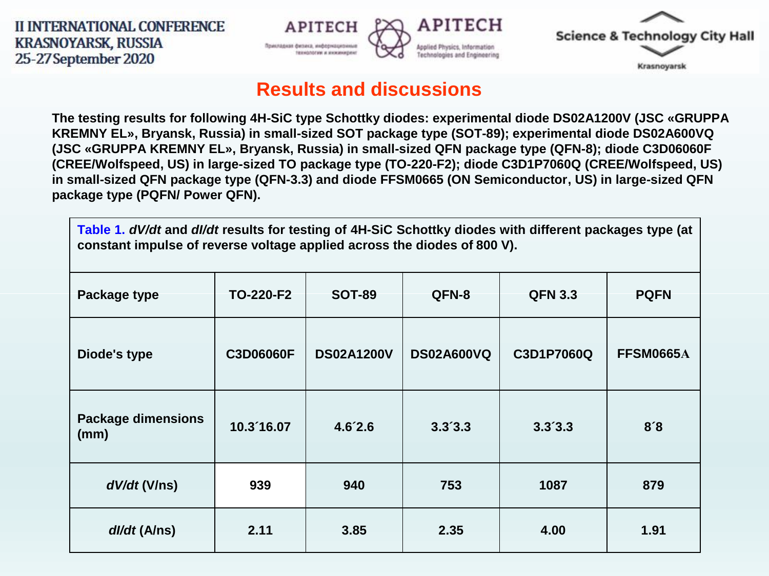## Results and discussions

**The testing results for following 4H-SiC type Schottky diodes: experimental diode DS02A1200V (JSC «GRUPPA KREMNY EL», Bryansk, Russia) in small-sized SOT package type (SOT-89); experimental diode DS02A600VQ (JSC «GRUPPA KREMNY EL», Bryansk, Russia) in small-sized QFN package type (QFN-8); diode C3D06060F (CREE/Wolfspeed, US) in large-sized TO package type (TO-220-F2); diode C3D1P7060Q (CREE/Wolfspeed, US) in small-sized QFN package type (QFN-3.3) and diode FFSM0665 (ON Semiconductor, US) in large-sized QFN package type (PQFN/ Power QFN).**

**Table 1.** ***dV/dt*** **and** ***dI/dt*** **results for testing of 4H-SiC Schottky diodes with different packages type (at constant impulse of reverse voltage applied across the diodes of 800 V).**

| Package type | TO-220-F2 | SOT-89 | QFN-8 | QFN 3.3 | PQFN |
|---|---|---|---|---|---|
| Diode's type | C3D06060F | DS02A1200V | DS02A600VQ | C3D1P7060Q | FFSM0665A |
| Package dimensions (mm) | 10.3´16.07 | 4.6´2.6 | 3.3´3.3 | 3.3´3.3 | 8´8 |
| *dV/dt* (V/ns) | 939 | 940 | 753 | 1087 | 879 |
| *dI/dt* (A/ns) | 2.11 | 3.85 | 2.35 | 4.00 | 1.91 |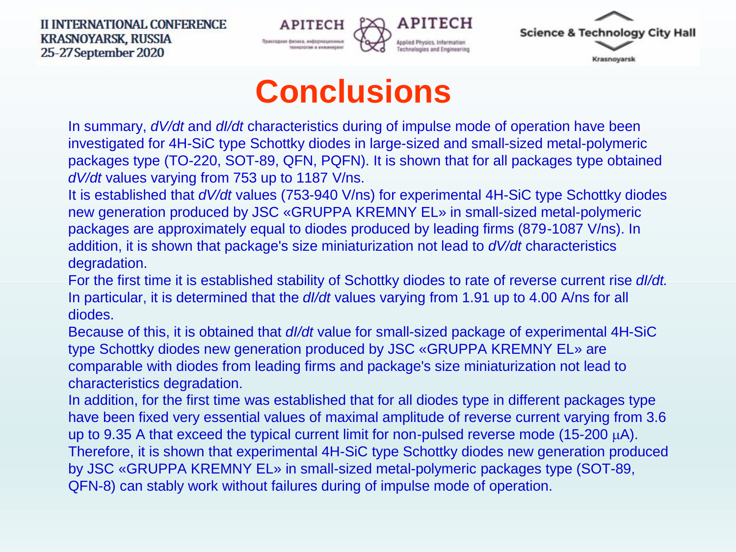# Conclusions

In summary, *dV/dt* and *dI/dt* characteristics during of impulse mode of operation have been investigated for 4H-SiC type Schottky diodes in large-sized and small-sized metal-polymeric packages type (TO-220, SOT-89, QFN, PQFN). It is shown that for all packages type obtained *dV/dt* values varying from 753 up to 1187 V/ns.

It is established that *dV/dt* values (753-940 V/ns) for experimental 4H-SiC type Schottky diodes new generation produced by JSC «GRUPPA KREMNY EL» in small-sized metal-polymeric packages are approximately equal to diodes produced by leading firms (879-1087 V/ns). In addition, it is shown that package's size miniaturization not lead to *dV/dt* characteristics degradation.

For the first time it is established stability of Schottky diodes to rate of reverse current rise *dI/dt.* In particular, it is determined that the *dI/dt* values varying from 1.91 up to 4.00 A/ns for all diodes.

Because of this, it is obtained that *dI/dt* value for small-sized package of experimental 4H-SiC type Schottky diodes new generation produced by JSC «GRUPPA KREMNY EL» are comparable with diodes from leading firms and package's size miniaturization not lead to characteristics degradation.

In addition, for the first time was established that for all diodes type in different packages type have been fixed very essential values of maximal amplitude of reverse current varying from 3.6 up to 9.35 A that exceed the typical current limit for non-pulsed reverse mode (15-200 $\mu$A).

Therefore, it is shown that experimental 4H-SiC type Schottky diodes new generation produced by JSC «GRUPPA KREMNY EL» in small-sized metal-polymeric packages type (SOT-89, QFN-8) can stably work without failures during of impulse mode of operation.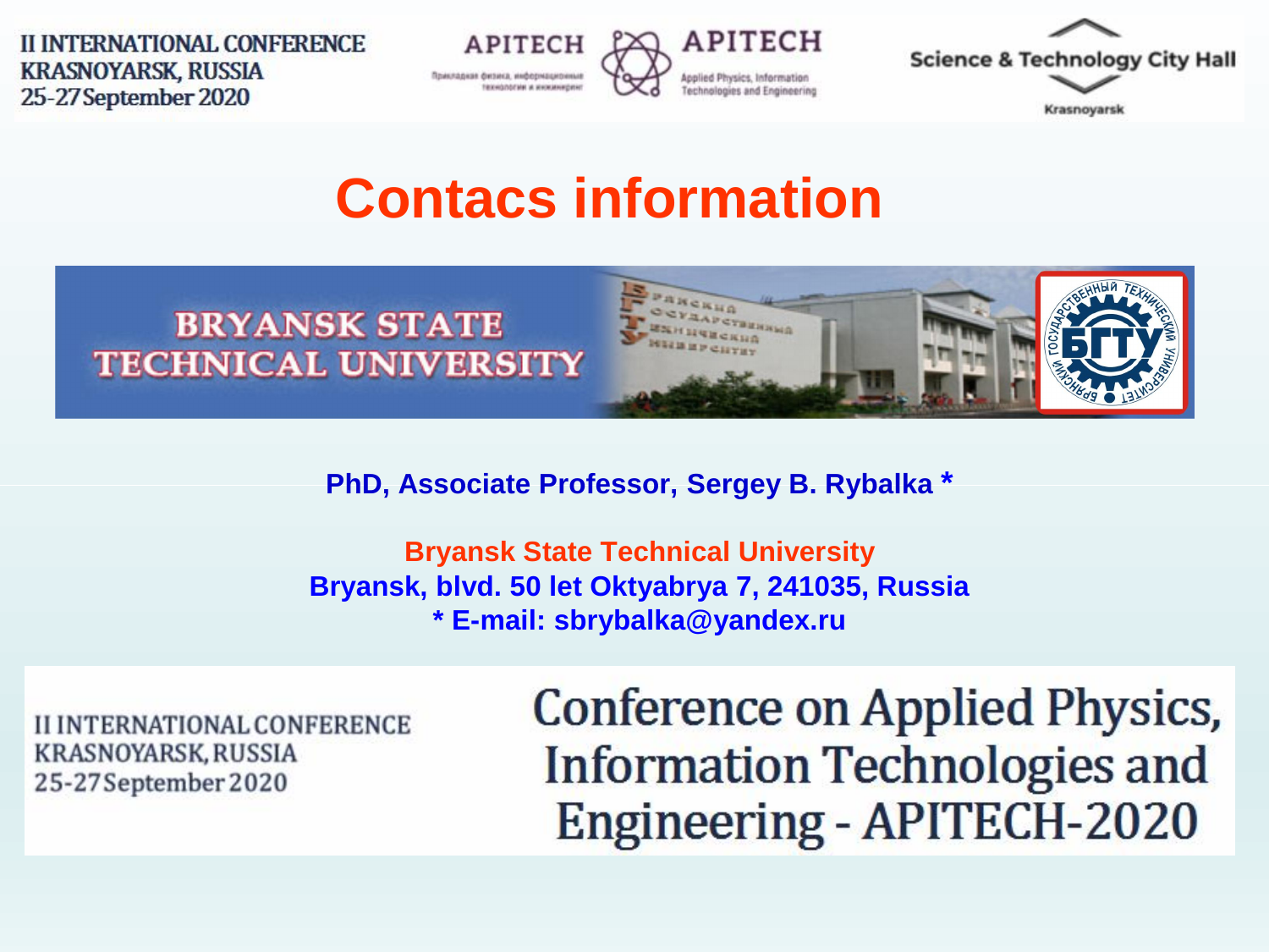II INTERNATIONAL CONFERENCE
KRASNOYARSK, RUSSIA
25-27 September 2020

APITECH

Applied Physics, Information Technologies and Engineering

Science & Technology City Hall
Krasnoyarsk

# Contacs information

BRYANSK STATE TECHNICAL UNIVERSITY

**PhD, Associate Professor, Sergey B. Rybalka ***

**Bryansk State Technical University**
**Bryansk, blvd. 50 let Oktyabrya 7, 241035, Russia**
*** E-mail: sbrybalka@yandex.ru**

II INTERNATIONAL CONFERENCE
KRASNOYARSK, RUSSIA
25-27 September 2020

Conference on Applied Physics, Information Technologies and Engineering - APITECH-2020